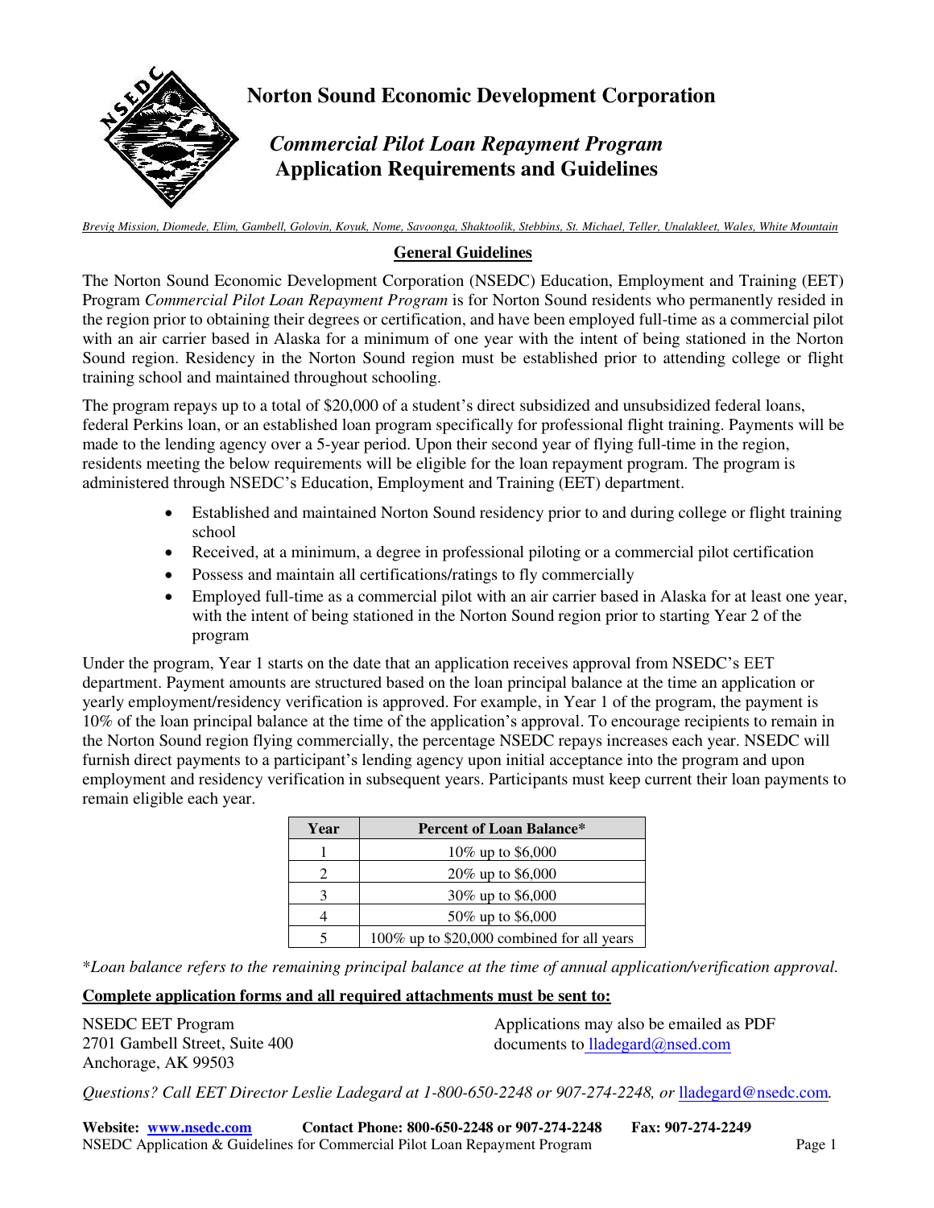# Norton Sound Economic Development Corporation

## *Commercial Pilot Loan Repayment Program*
## Application Requirements and Guidelines

*Brevig Mission, Diomede, Elim, Gambell, Golovin, Koyuk, Nome, Savoonga, Shaktoolik, Stebbins, St. Michael, Teller, Unalakleet, Wales, White Mountain*

### General Guidelines

The Norton Sound Economic Development Corporation (NSEDC) Education, Employment and Training (EET) Program *Commercial Pilot Loan Repayment Program* is for Norton Sound residents who permanently resided in the region prior to obtaining their degrees or certification, and have been employed full-time as a commercial pilot with an air carrier based in Alaska for a minimum of one year with the intent of being stationed in the Norton Sound region. Residency in the Norton Sound region must be established prior to attending college or flight training school and maintained throughout schooling.

The program repays up to a total of $20,000 of a student's direct subsidized and unsubsidized federal loans, federal Perkins loan, or an established loan program specifically for professional flight training. Payments will be made to the lending agency over a 5-year period. Upon their second year of flying full-time in the region, residents meeting the below requirements will be eligible for the loan repayment program. The program is administered through NSEDC's Education, Employment and Training (EET) department.

- Established and maintained Norton Sound residency prior to and during college or flight training school
- Received, at a minimum, a degree in professional piloting or a commercial pilot certification
- Possess and maintain all certifications/ratings to fly commercially
- Employed full-time as a commercial pilot with an air carrier based in Alaska for at least one year, with the intent of being stationed in the Norton Sound region prior to starting Year 2 of the program

Under the program, Year 1 starts on the date that an application receives approval from NSEDC's EET department. Payment amounts are structured based on the loan principal balance at the time an application or yearly employment/residency verification is approved. For example, in Year 1 of the program, the payment is 10% of the loan principal balance at the time of the application's approval. To encourage recipients to remain in the Norton Sound region flying commercially, the percentage NSEDC repays increases each year. NSEDC will furnish direct payments to a participant's lending agency upon initial acceptance into the program and upon employment and residency verification in subsequent years. Participants must keep current their loan payments to remain eligible each year.

| Year | Percent of Loan Balance* |
|---|---|
| 1 | 10% up to $6,000 |
| 2 | 20% up to $6,000 |
| 3 | 30% up to $6,000 |
| 4 | 50% up to $6,000 |
| 5 | 100% up to $20,000 combined for all years |

*\*Loan balance refers to the remaining principal balance at the time of annual application/verification approval.*

**Complete application forms and all required attachments must be sent to:**

NSEDC EET Program
2701 Gambell Street, Suite 400
Anchorage, AK 99503

Applications may also be emailed as PDF documents to lladegard@nsed.com

*Questions? Call EET Director Leslie Ladegard at 1-800-650-2248 or 907-274-2248, or* lladegard@nsedc.com.

**Website: www.nsedc.com Contact Phone: 800-650-2248 or 907-274-2248 Fax: 907-274-2249**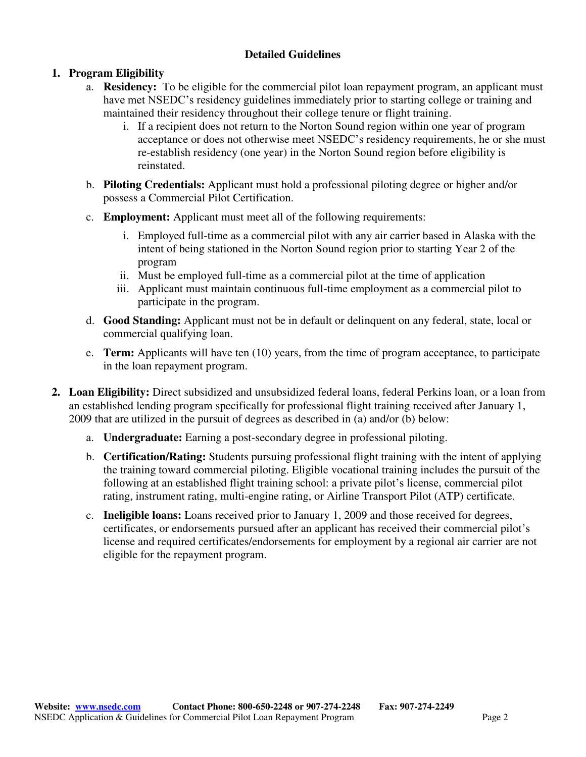## Detailed Guidelines

1. **Program Eligibility**
   a. **Residency:** To be eligible for the commercial pilot loan repayment program, an applicant must have met NSEDC's residency guidelines immediately prior to starting college or training and maintained their residency throughout their college tenure or flight training.
      i. If a recipient does not return to the Norton Sound region within one year of program acceptance or does not otherwise meet NSEDC's residency requirements, he or she must re-establish residency (one year) in the Norton Sound region before eligibility is reinstated.

   b. **Piloting Credentials:** Applicant must hold a professional piloting degree or higher and/or possess a Commercial Pilot Certification.

   c. **Employment:** Applicant must meet all of the following requirements:
      i. Employed full-time as a commercial pilot with any air carrier based in Alaska with the intent of being stationed in the Norton Sound region prior to starting Year 2 of the program
      ii. Must be employed full-time as a commercial pilot at the time of application
      iii. Applicant must maintain continuous full-time employment as a commercial pilot to participate in the program.

   d. **Good Standing:** Applicant must not be in default or delinquent on any federal, state, local or commercial qualifying loan.

   e. **Term:** Applicants will have ten (10) years, from the time of program acceptance, to participate in the loan repayment program.

2. **Loan Eligibility:** Direct subsidized and unsubsidized federal loans, federal Perkins loan, or a loan from an established lending program specifically for professional flight training received after January 1, 2009 that are utilized in the pursuit of degrees as described in (a) and/or (b) below:

   a. **Undergraduate:** Earning a post-secondary degree in professional piloting.

   b. **Certification/Rating:** Students pursuing professional flight training with the intent of applying the training toward commercial piloting. Eligible vocational training includes the pursuit of the following at an established flight training school: a private pilot's license, commercial pilot rating, instrument rating, multi-engine rating, or Airline Transport Pilot (ATP) certificate.

   c. **Ineligible loans:** Loans received prior to January 1, 2009 and those received for degrees, certificates, or endorsements pursued after an applicant has received their commercial pilot's license and required certificates/endorsements for employment by a regional air carrier are not eligible for the repayment program.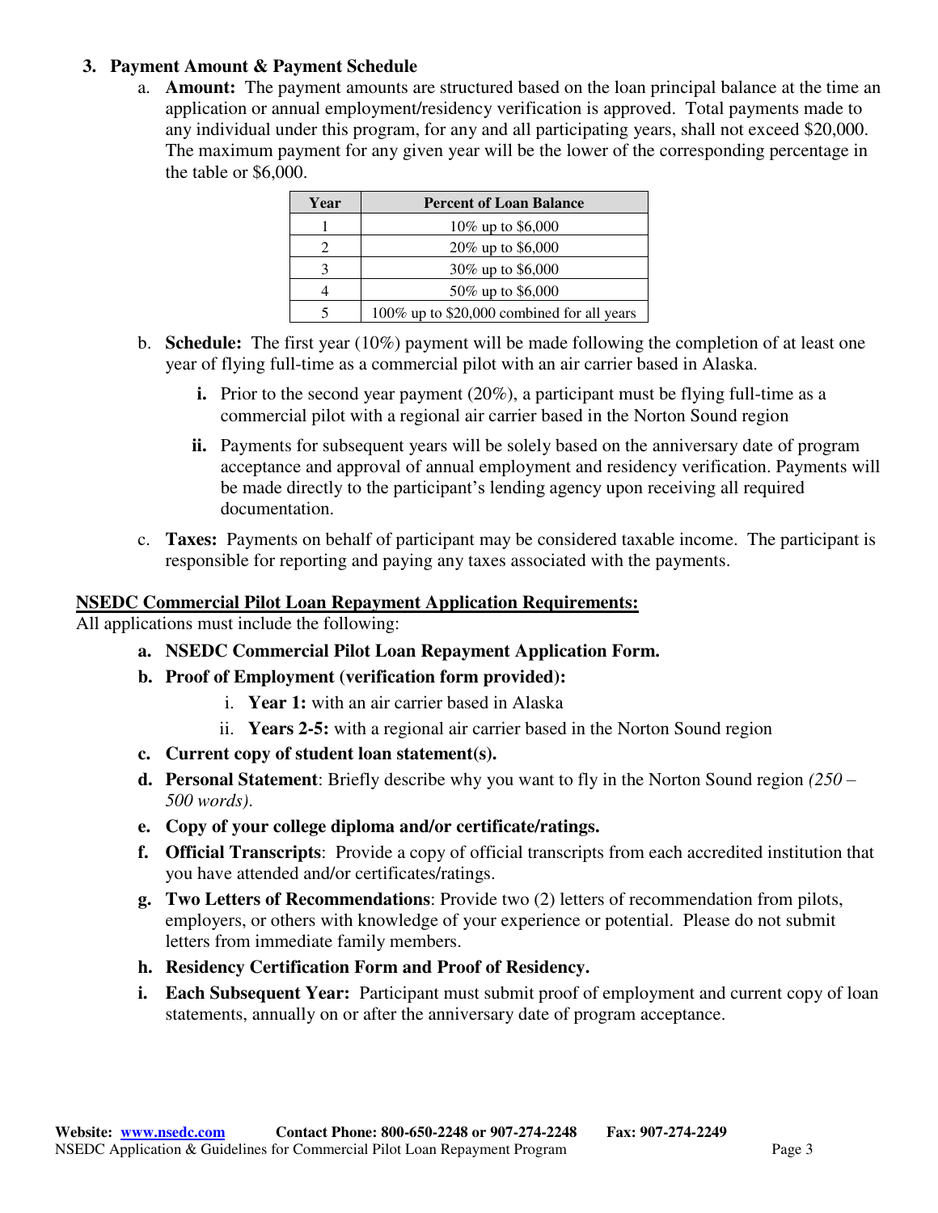3. **Payment Amount & Payment Schedule**

   a. **Amount:** The payment amounts are structured based on the loan principal balance at the time an application or annual employment/residency verification is approved. Total payments made to any individual under this program, for any and all participating years, shall not exceed $20,000. The maximum payment for any given year will be the lower of the corresponding percentage in the table or $6,000.

| Year | Percent of Loan Balance |
|---|---|
| 1 | 10% up to $6,000 |
| 2 | 20% up to $6,000 |
| 3 | 30% up to $6,000 |
| 4 | 50% up to $6,000 |
| 5 | 100% up to $20,000 combined for all years |

   b. **Schedule:** The first year (10%) payment will be made following the completion of at least one year of flying full-time as a commercial pilot with an air carrier based in Alaska.

      **i.** Prior to the second year payment (20%), a participant must be flying full-time as a commercial pilot with a regional air carrier based in the Norton Sound region

      **ii.** Payments for subsequent years will be solely based on the anniversary date of program acceptance and approval of annual employment and residency verification. Payments will be made directly to the participant's lending agency upon receiving all required documentation.

   c. **Taxes:** Payments on behalf of participant may be considered taxable income. The participant is responsible for reporting and paying any taxes associated with the payments.

**NSEDC Commercial Pilot Loan Repayment Application Requirements:**

All applications must include the following:

**a. NSEDC Commercial Pilot Loan Repayment Application Form.**

**b. Proof of Employment (verification form provided):**

   i. **Year 1:** with an air carrier based in Alaska

   ii. **Years 2-5:** with a regional air carrier based in the Norton Sound region

**c. Current copy of student loan statement(s).**

**d. Personal Statement**: Briefly describe why you want to fly in the Norton Sound region *(250 – 500 words)*.

**e. Copy of your college diploma and/or certificate/ratings.**

**f. Official Transcripts**: Provide a copy of official transcripts from each accredited institution that you have attended and/or certificates/ratings.

**g. Two Letters of Recommendations**: Provide two (2) letters of recommendation from pilots, employers, or others with knowledge of your experience or potential. Please do not submit letters from immediate family members.

**h. Residency Certification Form and Proof of Residency.**

**i. Each Subsequent Year:** Participant must submit proof of employment and current copy of loan statements, annually on or after the anniversary date of program acceptance.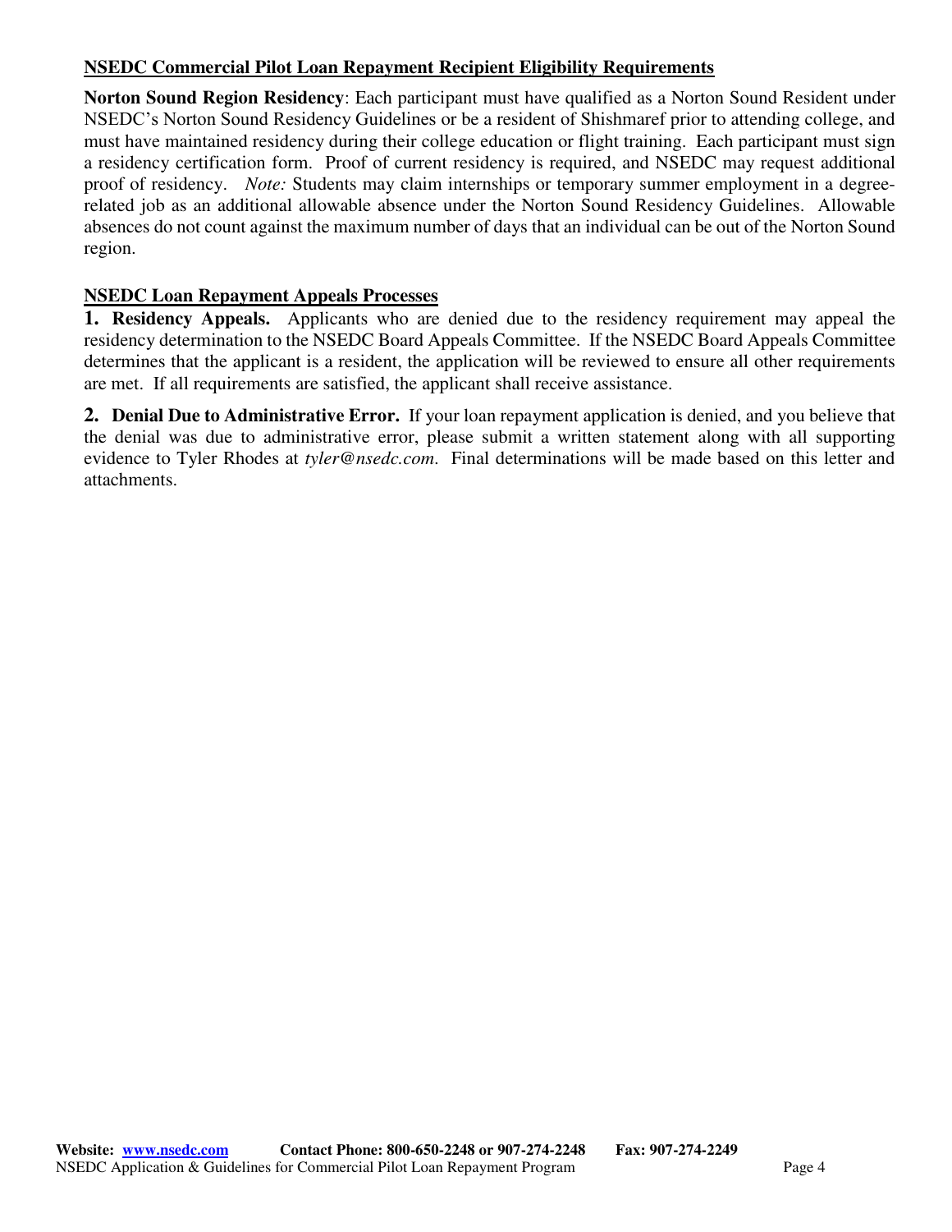## NSEDC Commercial Pilot Loan Repayment Recipient Eligibility Requirements

**Norton Sound Region Residency**: Each participant must have qualified as a Norton Sound Resident under NSEDC's Norton Sound Residency Guidelines or be a resident of Shishmaref prior to attending college, and must have maintained residency during their college education or flight training. Each participant must sign a residency certification form. Proof of current residency is required, and NSEDC may request additional proof of residency. *Note:* Students may claim internships or temporary summer employment in a degree-related job as an additional allowable absence under the Norton Sound Residency Guidelines. Allowable absences do not count against the maximum number of days that an individual can be out of the Norton Sound region.

## NSEDC Loan Repayment Appeals Processes

**1. Residency Appeals.** Applicants who are denied due to the residency requirement may appeal the residency determination to the NSEDC Board Appeals Committee. If the NSEDC Board Appeals Committee determines that the applicant is a resident, the application will be reviewed to ensure all other requirements are met. If all requirements are satisfied, the applicant shall receive assistance.

**2. Denial Due to Administrative Error.** If your loan repayment application is denied, and you believe that the denial was due to administrative error, please submit a written statement along with all supporting evidence to Tyler Rhodes at *tyler@nsedc.com*. Final determinations will be made based on this letter and attachments.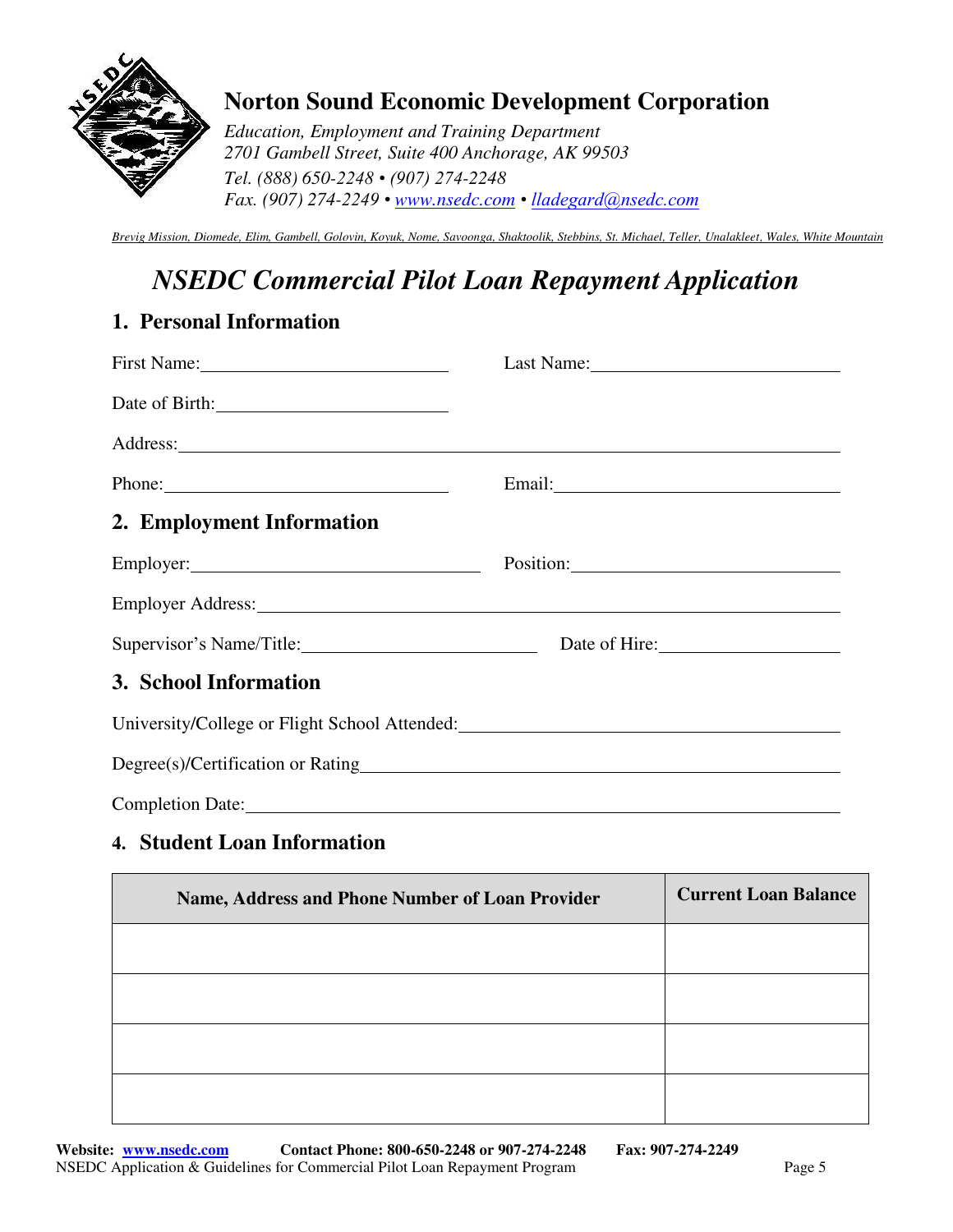# Norton Sound Economic Development Corporation

*Education, Employment and Training Department*
*2701 Gambell Street, Suite 400 Anchorage, AK 99503*
*Tel. (888) 650-2248 • (907) 274-2248*
*Fax. (907) 274-2249 • www.nsedc.com • lladegard@nsedc.com*

*Brevig Mission, Diomede, Elim, Gambell, Golovin, Koyuk, Nome, Savoonga, Shaktoolik, Stebbins, St. Michael, Teller, Unalakleet, Wales, White Mountain*

## *NSEDC Commercial Pilot Loan Repayment Application*

### 1. Personal Information

First Name: ____________________ Last Name: ____________________

Date of Birth: ____________________

Address: ________________________________________

Phone: ____________________ Email: ____________________

### 2. Employment Information

Employer: ____________________ Position: ____________________

Employer Address: ________________________________________

Supervisor's Name/Title: ____________________ Date of Hire: ____________________

### 3. School Information

University/College or Flight School Attended: ____________________

Degree(s)/Certification or Rating ____________________

Completion Date: ____________________

### 4. Student Loan Information

| Name, Address and Phone Number of Loan Provider | Current Loan Balance |
|---|---|
| | |
| | |
| | |
| | |

**Website: www.nsedc.com** **Contact Phone: 800-650-2248 or 907-274-2248** **Fax: 907-274-2249**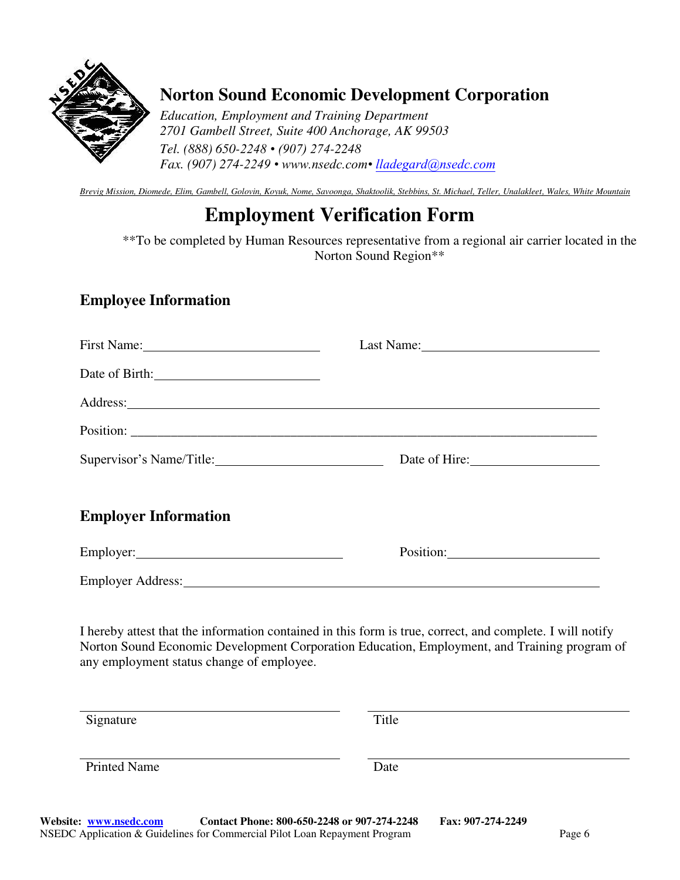## Norton Sound Economic Development Corporation

*Education, Employment and Training Department*
*2701 Gambell Street, Suite 400 Anchorage, AK 99503*
*Tel. (888) 650-2248 • (907) 274-2248*
*Fax. (907) 274-2249 • www.nsedc.com• lladegard@nsedc.com*

*Brevig Mission, Diomede, Elim, Gambell, Golovin, Koyuk, Nome, Savoonga, Shaktoolik, Stebbins, St. Michael, Teller, Unalakleet, Wales, White Mountain*

# Employment Verification Form

**To be completed by Human Resources representative from a regional air carrier located in the Norton Sound Region**

### Employee Information

First Name:__________________________ Last Name:__________________________

Date of Birth:________________________

Address:______________________________________________________________________

Position: ______________________________________________________________________

Supervisor's Name/Title:_________________________ Date of Hire:___________________

### Employer Information

Employer:_______________________________ Position:______________________

Employer Address:_______________________________________________________________

I hereby attest that the information contained in this form is true, correct, and complete. I will notify Norton Sound Economic Development Corporation Education, Employment, and Training program of any employment status change of employee.

_______________________________ _______________________________
Signature Title

_______________________________ _______________________________
Printed Name Date

**Website: www.nsedc.com** **Contact Phone: 800-650-2248 or 907-274-2248** **Fax: 907-274-2249**
NSEDC Application & Guidelines for Commercial Pilot Loan Repayment Program